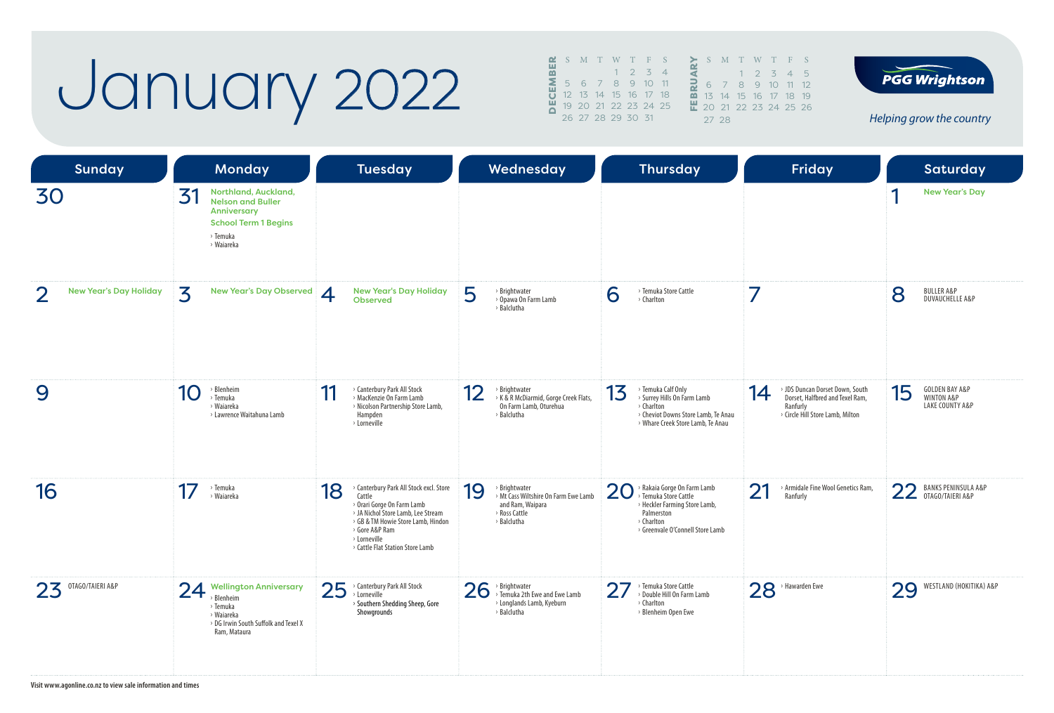# January 2022

**DECEMBER**

| S | M | T | W | T | F | S |
|---|---|---|---|---|---|---|
| | | | 1 | 2 | 3 | 4 |
| 5 | 6 | 7 | 8 | 9 | 10 | 11 |
| 12 | 13 | 14 | 15 | 16 | 17 | 18 |
| 19 | 20 | 21 | 22 | 23 | 24 | 25 |
| 26 | 27 | 28 | 29 | 30 | 31 | |

**FEBRUARY**

| S | M | T | W | T | F | S |
|---|---|---|---|---|---|---|
| | | 1 | 2 | 3 | 4 | 5 |
| 6 | 7 | 8 | 9 | 10 | 11 | 12 |
| 13 | 14 | 15 | 16 | 17 | 18 | 19 |
| 20 | 21 | 22 | 23 | 24 | 25 | 26 |
| 27 | 28 | | | | | |

**PGG Wrightson**

*Helping grow the country*

| Sunday | Monday | Tuesday | Wednesday | Thursday | Friday | Saturday |
|---|---|---|---|---|---|---|
| 30 | 31 Northland, Auckland, Nelson and Buller Anniversary<br>School Term 1 Begins<br>› Temuka<br>› Waiareka | | | | | 1 New Year's Day |
| 2 New Year's Day Holiday | 3 New Year's Day Observed | 4 New Year's Day Holiday Observed | 5 › Brightwater<br>› Opawa On Farm Lamb<br>› Balclutha | 6 › Temuka Store Cattle<br>› Charlton | 7 | 8 BULLER A&P<br>DUVAUCHELLE A&P |
| 9 | 10 › Blenheim<br>› Temuka<br>› Waiareka<br>› Lawrence Waitahuna Lamb | 11 › Canterbury Park All Stock<br>› MacKenzie On Farm Lamb<br>› Nicolson Partnership Store Lamb, Hampden<br>› Lorneville | 12 › Brightwater<br>› K & R McDiarmid, Gorge Creek Flats, On Farm Lamb, Oturehua<br>› Balclutha | 13 › Temuka Calf Only<br>› Surrey Hills On Farm Lamb<br>› Charlton<br>› Cheviot Downs Store Lamb, Te Anau<br>› Whare Creek Store Lamb, Te Anau | 14 › JDS Duncan Dorset Down, South Dorset, Halfbred and Texel Ram, Ranfurly<br>› Circle Hill Store Lamb, Milton | 15 GOLDEN BAY A&P<br>WINTON A&P<br>LAKE COUNTY A&P |
| 16 | 17 › Temuka<br>› Waiareka | 18 › Canterbury Park All Stock excl. Store Cattle<br>› Orari Gorge On Farm Lamb<br>› JA Nichol Store Lamb, Lee Stream<br>› GB & TM Howie Store Lamb, Hindon<br>› Gore A&P Ram<br>› Lorneville<br>› Cattle Flat Station Store Lamb | 19 › Brightwater<br>› Mt Cass Wiltshire On Farm Ewe Lamb and Ram, Waipara<br>› Ross Cattle<br>› Balclutha | 20 › Rakaia Gorge On Farm Lamb<br>› Temuka Store Cattle<br>› Heckler Farming Store Lamb, Palmerston<br>› Charlton<br>› Greenvale O'Connell Store Lamb | 21 › Armidale Fine Wool Genetics Ram, Ranfurly | 22 BANKS PENINSULA A&P<br>OTAGO/TAIERI A&P |
| 23 OTAGO/TAIERI A&P | 24 Wellington Anniversary<br>› Blenheim<br>› Temuka<br>› Waiareka<br>› DG Irwin South Suffolk and Texel X Ram, Mataura | 25 › Canterbury Park All Stock<br>› Lorneville<br>› Southern Shedding Sheep, Gore Showgrounds | 26 › Brightwater<br>› Temuka 2th Ewe and Ewe Lamb<br>› Longlands Lamb, Kyeburn<br>› Balclutha | 27 › Temuka Store Cattle<br>› Double Hill On Farm Lamb<br>› Charlton<br>› Blenheim Open Ewe | 28 › Hawarden Ewe | 29 WESTLAND (HOKITIKA) A&P |

Visit www.agonline.co.nz to view sale information and times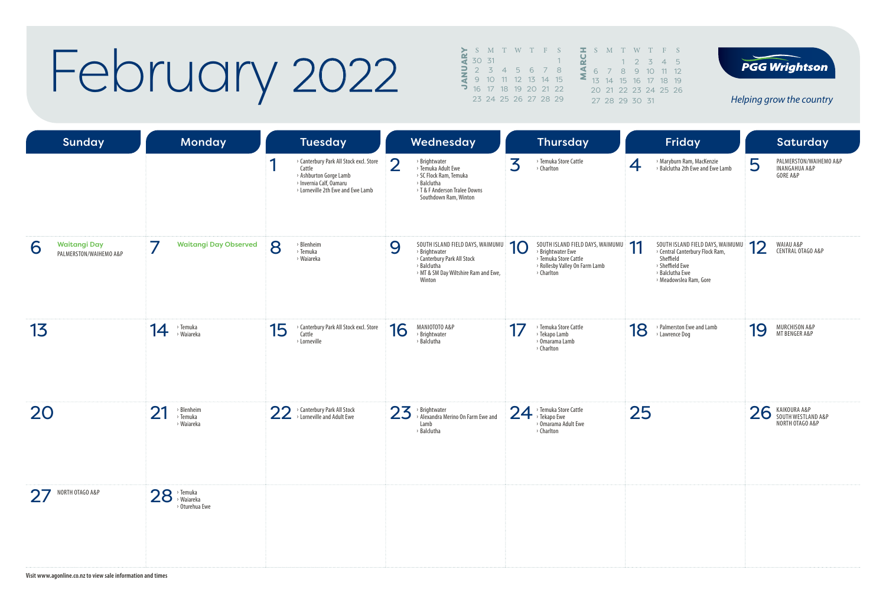# February 2022

| JANUARY | | | | | | |
|---|---|---|---|---|---|---|
| S | M | T | W | T | F | S |
| 30 | 31 | | | | | 1 |
| 2 | 3 | 4 | 5 | 6 | 7 | 8 |
| 9 | 10 | 11 | 12 | 13 | 14 | 15 |
| 16 | 17 | 18 | 19 | 20 | 21 | 22 |
| 23 | 24 | 25 | 26 | 27 | 28 | 29 |

| MARCH | | | | | | |
|---|---|---|---|---|---|---|
| S | M | T | W | T | F | S |
| | | 1 | 2 | 3 | 4 | 5 |
| 6 | 7 | 8 | 9 | 10 | 11 | 12 |
| 13 | 14 | 15 | 16 | 17 | 18 | 19 |
| 20 | 21 | 22 | 23 | 24 | 25 | 26 |
| 27 | 28 | 29 | 30 | 31 | | |

**PGG Wrightson**

*Helping grow the country*

| Sunday | Monday | Tuesday | Wednesday | Thursday | Friday | Saturday |
|---|---|---|---|---|---|---|
| | | **1** › Canterbury Park All Stock excl. Store Cattle › Ashburton Gorge Lamb › Invernia Calf, Oamaru › Lorneville 2th Ewe and Ewe Lamb | **2** › Brightwater › Temuka Adult Ewe › SC Flock Ram, Temuka › Balclutha › T & F Anderson Tralee Downs Southdown Ram, Winton | **3** › Temuka Store Cattle › Charlton | **4** › Maryburn Ram, MacKenzie › Balclutha 2th Ewe and Ewe Lamb | **5** PALMERSTON/WAIHEMO A&P INANGAHUA A&P GORE A&P |
| **6** Waitangi Day PALMERSTON/WAIHEMO A&P | **7** Waitangi Day Observed | **8** › Blenheim › Temuka › Waiareka | **9** SOUTH ISLAND FIELD DAYS, WAIMUMU › Brightwater › Canterbury Park All Stock › Balclutha › MT & SM Day Wiltshire Ram and Ewe, Winton | **10** SOUTH ISLAND FIELD DAYS, WAIMUMU › Brightwater Ewe › Temuka Store Cattle › Rollesby Valley On Farm Lamb › Charlton | **11** SOUTH ISLAND FIELD DAYS, WAIMUMU › Central Canterbury Flock Ram, Sheffield › Sheffield Ewe › Balclutha Ewe › Meadowslea Ram, Gore | **12** WAIAU A&P CENTRAL OTAGO A&P |
| **13** | **14** › Temuka › Waiareka | **15** › Canterbury Park All Stock excl. Store Cattle › Lorneville | **16** MANIOTOTO A&P › Brightwater › Balclutha | **17** › Temuka Store Cattle › Tekapo Lamb › Omarama Lamb › Charlton | **18** › Palmerston Ewe and Lamb › Lawrence Dog | **19** MURCHISON A&P MT BENGER A&P |
| **20** | **21** › Blenheim › Temuka › Waiareka | **22** › Canterbury Park All Stock › Lorneville and Adult Ewe | **23** › Brightwater › Alexandra Merino On Farm Ewe and Lamb › Balclutha | **24** › Temuka Store Cattle › Tekapo Ewe › Omarama Adult Ewe › Charlton | **25** | **26** KAIKOURA A&P SOUTH WESTLAND A&P NORTH OTAGO A&P |
| **27** NORTH OTAGO A&P | **28** › Temuka › Waiareka › Oturehua Ewe | | | | | |

Visit www.agonline.co.nz to view sale information and times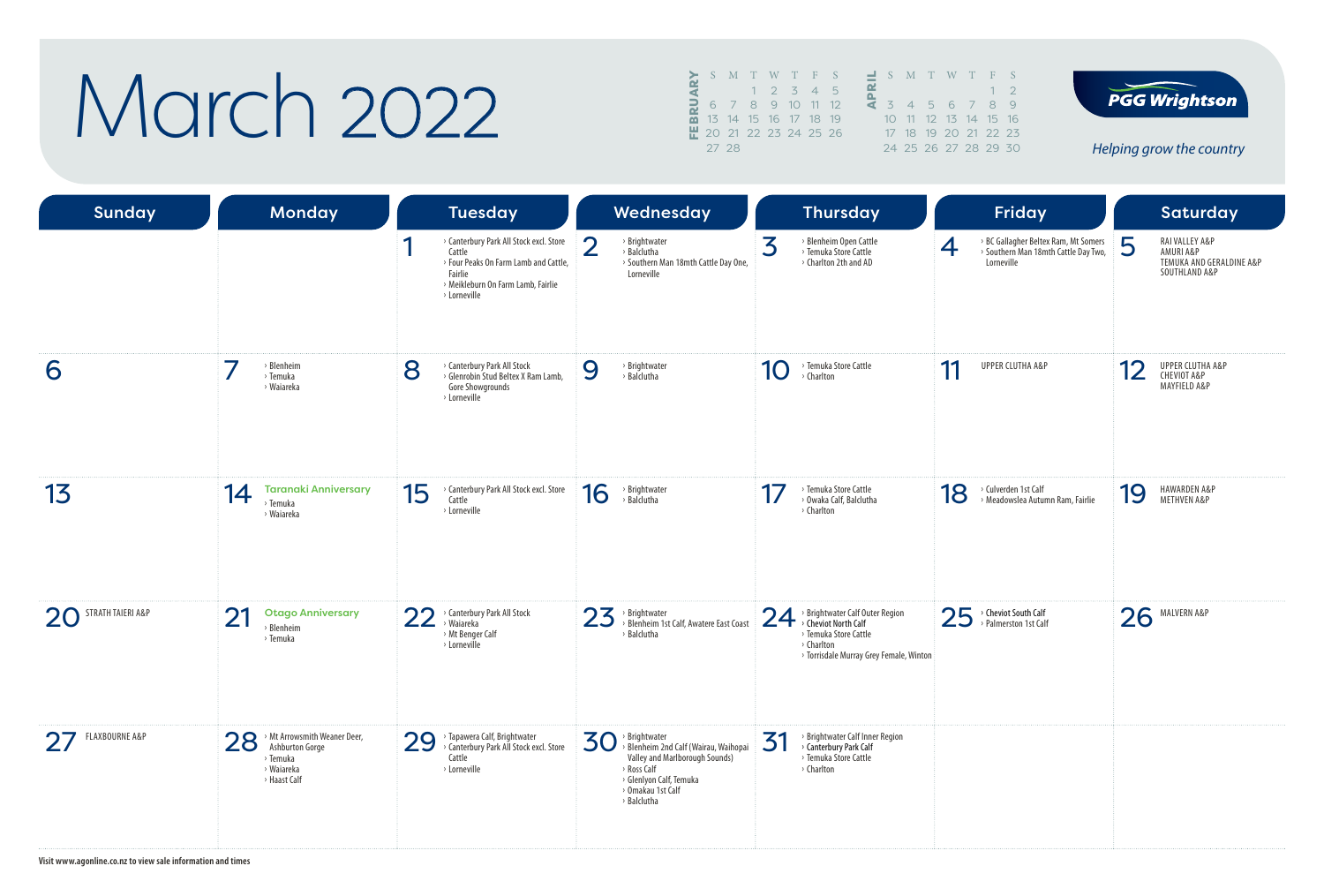# March 2022

**FEBRUARY**

| S | M | T | W | T | F | S |
|---|---|---|---|---|---|---|
| | | 1 | 2 | 3 | 4 | 5 |
| 6 | 7 | 8 | 9 | 10 | 11 | 12 |
| 13 | 14 | 15 | 16 | 17 | 18 | 19 |
| 20 | 21 | 22 | 23 | 24 | 25 | 26 |
| 27 | 28 | | | | | |

**APRIL**

| S | M | T | W | T | F | S |
|---|---|---|---|---|---|---|
| | | | | | 1 | 2 |
| 3 | 4 | 5 | 6 | 7 | 8 | 9 |
| 10 | 11 | 12 | 13 | 14 | 15 | 16 |
| 17 | 18 | 19 | 20 | 21 | 22 | 23 |
| 24 | 25 | 26 | 27 | 28 | 29 | 30 |

PGG Wrightson

*Helping grow the country*

| Sunday | Monday | Tuesday | Wednesday | Thursday | Friday | Saturday |
|---|---|---|---|---|---|---|
| | | 1 › Canterbury Park All Stock excl. Store Cattle › Four Peaks On Farm Lamb and Cattle, Fairlie › Meikleburn On Farm Lamb, Fairlie › Lorneville | 2 › Brightwater › Balclutha › Southern Man 18mth Cattle Day One, Lorneville | 3 › Blenheim Open Cattle › Temuka Store Cattle › Charlton 2th and AD | 4 › BC Gallagher Beltex Ram, Mt Somers › Southern Man 18mth Cattle Day Two, Lorneville | 5 RAI VALLEY A&P AMURI A&P TEMUKA AND GERALDINE A&P SOUTHLAND A&P |
| 6 | 7 › Blenheim › Temuka › Waiareka | 8 › Canterbury Park All Stock › Glenrobin Stud Beltex X Ram Lamb, Gore Showgrounds › Lorneville | 9 › Brightwater › Balclutha | 10 › Temuka Store Cattle › Charlton | 11 UPPER CLUTHA A&P | 12 UPPER CLUTHA A&P CHEVIOT A&P MAYFIELD A&P |
| 13 | 14 Taranaki Anniversary › Temuka › Waiareka | 15 › Canterbury Park All Stock excl. Store Cattle › Lorneville | 16 › Brightwater › Balclutha | 17 › Temuka Store Cattle › Owaka Calf, Balclutha › Charlton | 18 › Culverden 1st Calf › Meadowslea Autumn Ram, Fairlie | 19 HAWARDEN A&P METHVEN A&P |
| 20 STRATH TAIERI A&P | 21 Otago Anniversary › Blenheim › Temuka | 22 › Canterbury Park All Stock › Waiareka › Mt Benger Calf › Lorneville | 23 › Brightwater › Blenheim 1st Calf, Awatere East Coast › Balclutha | 24 › Brightwater Calf Outer Region › Cheviot North Calf › Temuka Store Cattle › Charlton › Torrisdale Murray Grey Female, Winton | 25 › Cheviot South Calf › Palmerston 1st Calf | 26 MALVERN A&P |
| 27 FLAXBOURNE A&P | 28 › Mt Arrowsmith Weaner Deer, Ashburton Gorge › Temuka › Waiareka › Haast Calf | 29 › Tapawera Calf, Brightwater › Canterbury Park All Stock excl. Store Cattle › Lorneville | 30 › Brightwater › Blenheim 2nd Calf (Wairau, Waihopai Valley and Marlborough Sounds) › Ross Calf › Glenlyon Calf, Temuka › Omakau 1st Calf › Balclutha | 31 › Brightwater Calf Inner Region › Canterbury Park Calf › Temuka Store Cattle › Charlton | | |

Visit www.agonline.co.nz to view sale information and times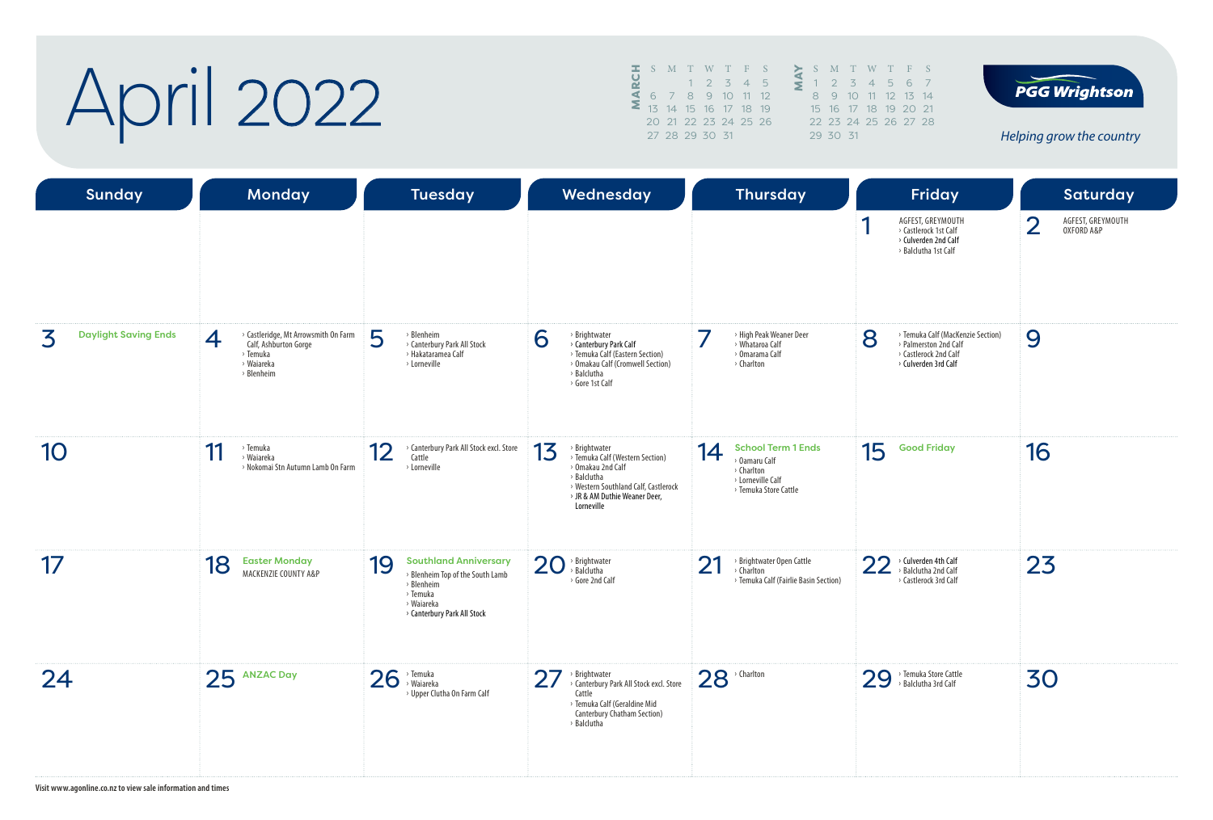# April 2022

| MARCH | | | | | | |
|---|---|---|---|---|---|---|
| S | M | T | W | T | F | S |
| | | 1 | 2 | 3 | 4 | 5 |
| 6 | 7 | 8 | 9 | 10 | 11 | 12 |
| 13 | 14 | 15 | 16 | 17 | 18 | 19 |
| 20 | 21 | 22 | 23 | 24 | 25 | 26 |
| 27 | 28 | 29 | 30 | 31 | | |

| MAY | | | | | | |
|---|---|---|---|---|---|---|
| S | M | T | W | T | F | S |
| 1 | 2 | 3 | 4 | 5 | 6 | 7 |
| 8 | 9 | 10 | 11 | 12 | 13 | 14 |
| 15 | 16 | 17 | 18 | 19 | 20 | 21 |
| 22 | 23 | 24 | 25 | 26 | 27 | 28 |
| 29 | 30 | 31 | | | | |

**PGG Wrightson**

*Helping grow the country*

| Sunday | Monday | Tuesday | Wednesday | Thursday | Friday | Saturday |
|---|---|---|---|---|---|---|
| | | | | | 1 AGFEST, GREYMOUTH › Castlerock 1st Calf › Culverden 2nd Calf › Balclutha 1st Calf | 2 AGFEST, GREYMOUTH OXFORD A&P |
| 3 Daylight Saving Ends | 4 › Castleridge, Mt Arrowsmith On Farm Calf, Ashburton Gorge › Temuka › Waiareka › Blenheim | 5 › Blenheim › Canterbury Park All Stock › Hakataramea Calf › Lorneville | 6 › Brightwater › Canterbury Park Calf › Temuka Calf (Eastern Section) › Omakau Calf (Cromwell Section) › Balclutha › Gore 1st Calf | 7 › High Peak Weaner Deer › Whataroa Calf › Omarama Calf › Charlton | 8 › Temuka Calf (MacKenzie Section) › Palmerston 2nd Calf › Castlerock 2nd Calf › Culverden 3rd Calf | 9 |
| 10 | 11 › Temuka › Waiareka › Nokomai Stn Autumn Lamb On Farm | 12 › Canterbury Park All Stock excl. Store Cattle › Lorneville | 13 › Brightwater › Temuka Calf (Western Section) › Omakau 2nd Calf › Balclutha › Western Southland Calf, Castlerock › JR & AM Duthie Weaner Deer, Lorneville | 14 School Term 1 Ends › Oamaru Calf › Charlton › Lorneville Calf › Temuka Store Cattle | 15 Good Friday | 16 |
| 17 | 18 Easter Monday MACKENZIE COUNTY A&P | 19 Southland Anniversary › Blenheim Top of the South Lamb › Blenheim › Temuka › Waiareka › Canterbury Park All Stock | 20 › Brightwater › Balclutha › Gore 2nd Calf | 21 › Brightwater Open Cattle › Charlton › Temuka Calf (Fairlie Basin Section) | 22 › Culverden 4th Calf › Balclutha 2nd Calf › Castlerock 3rd Calf | 23 |
| 24 | 25 ANZAC Day | 26 › Temuka › Waiareka › Upper Clutha On Farm Calf | 27 › Brightwater › Canterbury Park All Stock excl. Store Cattle › Temuka Calf (Geraldine Mid Canterbury Chatham Section) › Balclutha | 28 › Charlton | 29 › Temuka Store Cattle › Balclutha 3rd Calf | 30 |

Visit www.agonline.co.nz to view sale information and times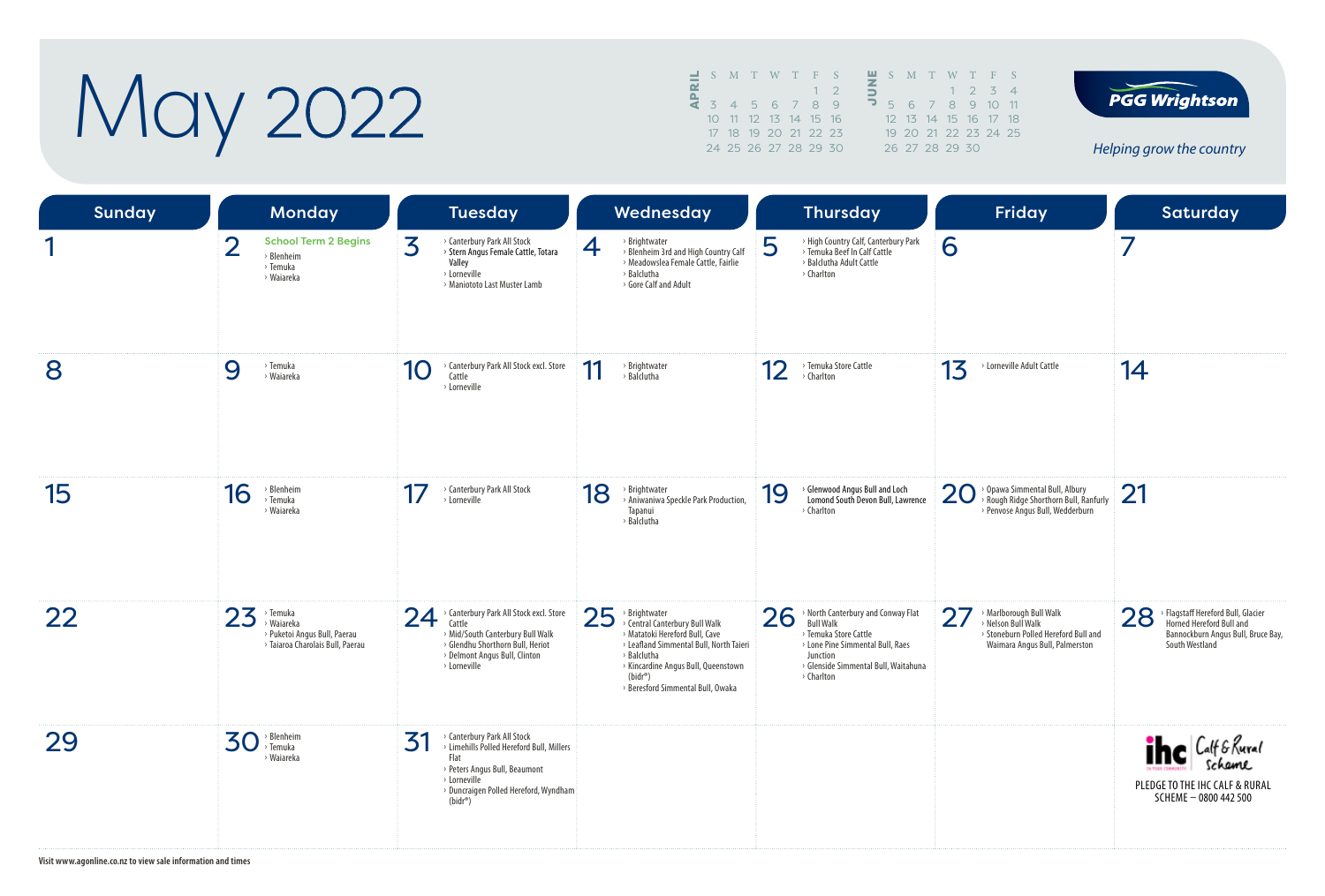# May 2022

| APRIL | S | M | T | W | T | F | S |
|---|---|---|---|---|---|---|---|
| | | | | | | 1 | 2 |
| | 3 | 4 | 5 | 6 | 7 | 8 | 9 |
| | 10 | 11 | 12 | 13 | 14 | 15 | 16 |
| | 17 | 18 | 19 | 20 | 21 | 22 | 23 |
| | 24 | 25 | 26 | 27 | 28 | 29 | 30 |

| JUNE | S | M | T | W | T | F | S |
|---|---|---|---|---|---|---|---|
| | | | | 1 | 2 | 3 | 4 |
| | 5 | 6 | 7 | 8 | 9 | 10 | 11 |
| | 12 | 13 | 14 | 15 | 16 | 17 | 18 |
| | 19 | 20 | 21 | 22 | 23 | 24 | 25 |
| | 26 | 27 | 28 | 29 | 30 | | |

PGG Wrightson

*Helping grow the country*

| Sunday | Monday | Tuesday | Wednesday | Thursday | Friday | Saturday |
|---|---|---|---|---|---|---|
| 1 | 2 School Term 2 Begins<br>› Blenheim<br>› Temuka<br>› Waiareka | 3 › Canterbury Park All Stock<br>› Stern Angus Female Cattle, Totara Valley<br>› Lorneville<br>› Maniototo Last Muster Lamb | 4 › Brightwater<br>› Blenheim 3rd and High Country Calf<br>› Meadowslea Female Cattle, Fairlie<br>› Balclutha<br>› Gore Calf and Adult | 5 › High Country Calf, Canterbury Park<br>› Temuka Beef In Calf Cattle<br>› Balclutha Adult Cattle<br>› Charlton | 6 | 7 |
| 8 | 9 › Temuka<br>› Waiareka | 10 › Canterbury Park All Stock excl. Store Cattle<br>› Lorneville | 11 › Brightwater<br>› Balclutha | 12 › Temuka Store Cattle<br>› Charlton | 13 › Lorneville Adult Cattle | 14 |
| 15 | 16 › Blenheim<br>› Temuka<br>› Waiareka | 17 › Canterbury Park All Stock<br>› Lorneville | 18 › Brightwater<br>› Aniwaniwa Speckle Park Production, Tapanui<br>› Balclutha | 19 › Glenwood Angus Bull and Loch Lomond South Devon Bull, Lawrence<br>› Charlton | 20 › Opawa Simmental Bull, Albury<br>› Rough Ridge Shorthorn Bull, Ranfurly<br>› Penvose Angus Bull, Wedderburn | 21 |
| 22 | 23 › Temuka<br>› Waiareka<br>› Puketoi Angus Bull, Paerau<br>› Taiaroa Charolais Bull, Paerau | 24 › Canterbury Park All Stock excl. Store Cattle<br>› Mid/South Canterbury Bull Walk<br>› Glendhu Shorthorn Bull, Heriot<br>› Delmont Angus Bull, Clinton<br>› Lorneville | 25 › Brightwater<br>› Central Canterbury Bull Walk<br>› Matatoki Hereford Bull, Cave<br>› Leafland Simmental Bull, North Taieri<br>› Balclutha<br>› Kincardine Angus Bull, Queenstown (bidr®)<br>› Beresford Simmental Bull, Owaka | 26 › North Canterbury and Conway Flat Bull Walk<br>› Temuka Store Cattle<br>› Lone Pine Simmental Bull, Raes Junction<br>› Glenside Simmental Bull, Waitahuna<br>› Charlton | 27 › Marlborough Bull Walk<br>› Nelson Bull Walk<br>› Stoneburn Polled Hereford Bull and Waimara Angus Bull, Palmerston | 28 › Flagstaff Hereford Bull, Glacier Horned Hereford Bull and Bannockburn Angus Bull, Bruce Bay, South Westland |
| 29 | 30 › Blenheim<br>› Temuka<br>› Waiareka | 31 › Canterbury Park All Stock<br>› Limehills Polled Hereford Bull, Millers Flat<br>› Peters Angus Bull, Beaumont<br>› Lorneville<br>› Duncraigen Polled Hereford, Wyndham (bidr®) | | | | ihc Calf & Rural Scheme<br>PLEDGE TO THE IHC CALF & RURAL SCHEME – 0800 442 500 |

Visit www.agonline.co.nz to view sale information and times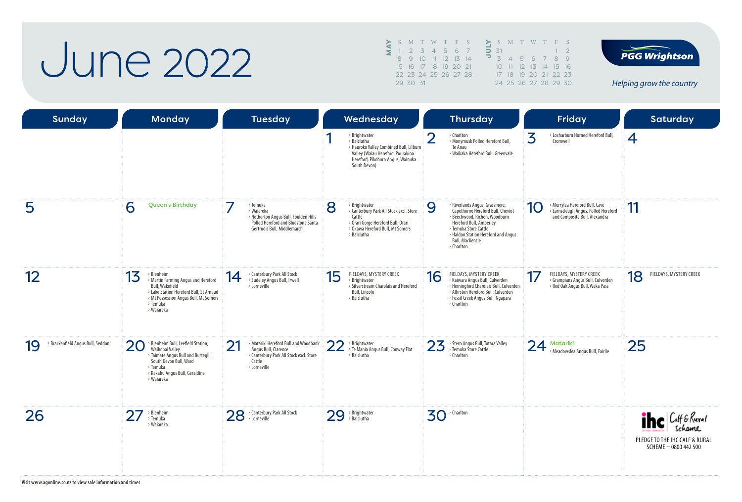# June 2022

**MAY**

| S | M | T | W | T | F | S |
|---|---|---|---|---|---|---|
| 1 | 2 | 3 | 4 | 5 | 6 | 7 |
| 8 | 9 | 10 | 11 | 12 | 13 | 14 |
| 15 | 16 | 17 | 18 | 19 | 20 | 21 |
| 22 | 23 | 24 | 25 | 26 | 27 | 28 |
| 29 | 30 | 31 | | | | |

**JULY**

| S | M | T | W | T | F | S |
|---|---|---|---|---|---|---|
| 31 | | | | | 1 | 2 |
| 3 | 4 | 5 | 6 | 7 | 8 | 9 |
| 10 | 11 | 12 | 13 | 14 | 15 | 16 |
| 17 | 18 | 19 | 20 | 21 | 22 | 23 |
| 24 | 25 | 26 | 27 | 28 | 29 | 30 |

PGG Wrightson

*Helping grow the country*

| Sunday | Monday | Tuesday | Wednesday | Thursday | Friday | Saturday |
|---|---|---|---|---|---|---|
| | | | **1** › Brightwater › Balclutha › Hauroko Valley Combined Bull, Lilburn Valley (Waiau Hereford, Pourakino Hereford, Pikoburn Angus, Wainuka South Devon) | **2** › Charlton › Monymusk Polled Hereford Bull, Te Anau › Waikaka Hereford Bull, Greenvale | **3** › Locharburn Horned Hereford Bull, Cromwell | **4** |
| **5** | **6** Queen's Birthday | **7** › Temuka › Waiareka › Netherton Angus Bull, Foulden Hills Polled Hereford and Bluestone Santa Gertrudis Bull, Middlemarch | **8** › Brightwater › Canterbury Park All Stock excl. Store Cattle › Orari Gorge Hereford Bull, Orari › Okawa Hereford Bull, Mt Somers › Balclutha | **9** › Riverlands Angus, Grassmere, Capethorne Hereford Bull, Cheviot › Beechwood, Richon, Woodburn Hereford Bull, Amberley › Temuka Store Cattle › Haldon Station Hereford and Angus Bull, MacKenzie › Charlton | **10** › Merrylea Hereford Bull, Cave › Earnscleugh Angus, Polled Hereford and Composite Bull, Alexandra | **11** |
| **12** | **13** › Blenheim › Martin Farming Angus and Hereford Bull, Wakefield › Lake Station Hereford Bull, St Arnaud › Mt Possession Angus Bull, Mt Somers › Temuka › Waiareka | **14** › Canterbury Park All Stock › Sudeley Angus Bull, Irwell › Lorneville | **15** FIELDAYS, MYSTERY CREEK › Brightwater › Silverstream Charolais and Hereford Bull, Lincoln › Balclutha | **16** FIELDAYS, MYSTERY CREEK › Kaiwara Angus Bull, Culverden › Hemingford Charolais Bull, Culverden › Alfirston Hereford Bull, Culverden › Fossil Creek Angus Bull, Ngapara › Charlton | **17** FIELDAYS, MYSTERY CREEK › Grampians Angus Bull, Culverden › Red Oak Angus Bull, Weka Pass | **18** FIELDAYS, MYSTERY CREEK |
| **19** › Brackenfield Angus Bull, Seddon | **20** › Blenheim Bull, Leefield Station, Waihopai Valley › Taimate Angus Bull and Burtegill South Devon Bull, Ward › Temuka › Kakahu Angus Bull, Geraldine › Waiareka | **21** › Matariki Hereford Bull and Woodbank Angus Bull, Clarence › Canterbury Park All Stock excl. Store Cattle › Lorneville | **22** › Brightwater › Te Mania Angus Bull, Conway Flat › Balclutha | **23** › Stern Angus Bull, Totara Valley › Temuka Store Cattle › Charlton | **24** Matariki › Meadowslea Angus Bull, Fairlie | **25** |
| **26** | **27** › Blenheim › Temuka › Waiareka | **28** › Canterbury Park All Stock › Lorneville | **29** › Brightwater › Balclutha | **30** › Charlton | | ihc Calf & Rural Scheme PLEDGE TO THE IHC CALF & RURAL SCHEME – 0800 442 500 |

Visit www.agonline.co.nz to view sale information and times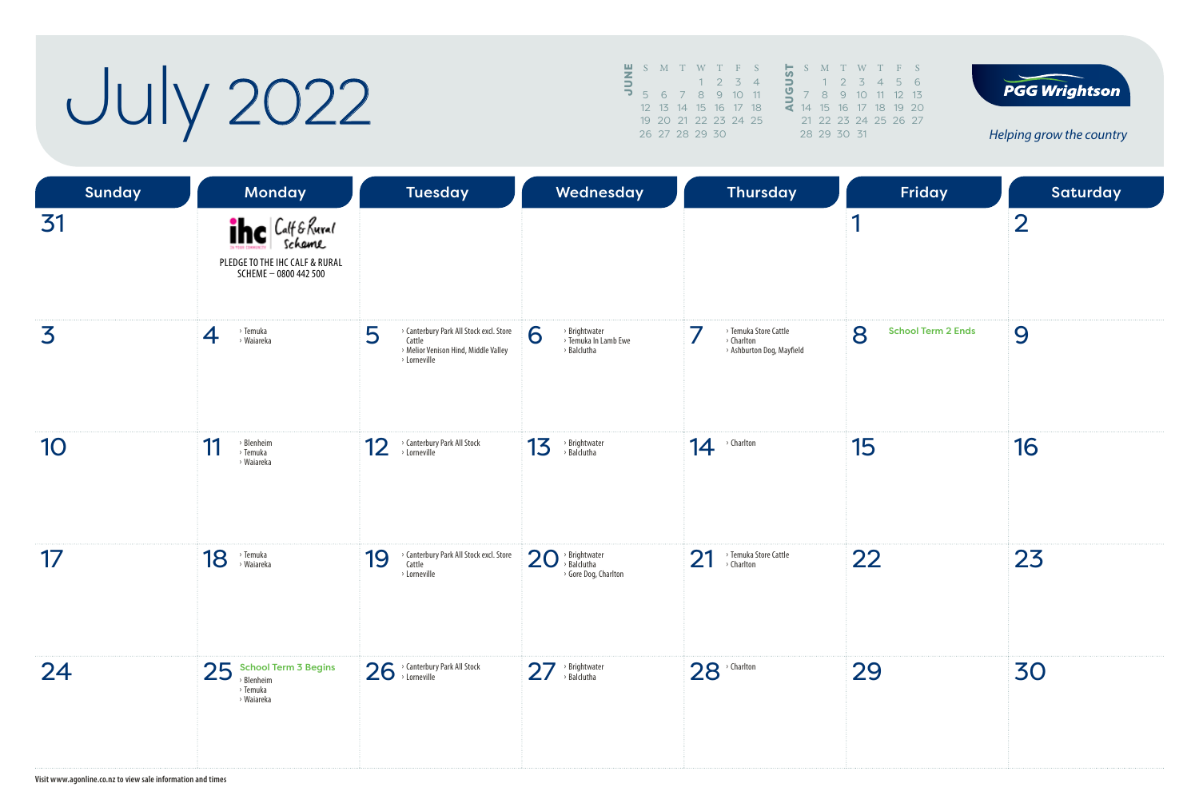# July 2022

| JUNE | | | | | | |
|---|---|---|---|---|---|---|
| S | M | T | W | T | F | S |
| | | | 1 | 2 | 3 | 4 |
| 5 | 6 | 7 | 8 | 9 | 10 | 11 |
| 12 | 13 | 14 | 15 | 16 | 17 | 18 |
| 19 | 20 | 21 | 22 | 23 | 24 | 25 |
| 26 | 27 | 28 | 29 | 30 | | |

| AUGUST | | | | | | |
|---|---|---|---|---|---|---|
| S | M | T | W | T | F | S |
| | 1 | 2 | 3 | 4 | 5 | 6 |
| 7 | 8 | 9 | 10 | 11 | 12 | 13 |
| 14 | 15 | 16 | 17 | 18 | 19 | 20 |
| 21 | 22 | 23 | 24 | 25 | 26 | 27 |
| 28 | 29 | 30 | 31 | | | |

PGG Wrightson

*Helping grow the country*

| Sunday | Monday | Tuesday | Wednesday | Thursday | Friday | Saturday |
|---|---|---|---|---|---|---|
| 31 | ihc Calf & Rural Scheme<br>PLEDGE TO THE IHC CALF & RURAL SCHEME – 0800 442 500 | | | | 1 | 2 |
| 3 | 4<br>› Temuka<br>› Waiareka | 5<br>› Canterbury Park All Stock excl. Store Cattle<br>› Melior Venison Hind, Middle Valley<br>› Lorneville | 6<br>› Brightwater<br>› Temuka In Lamb Ewe<br>› Balclutha | 7<br>› Temuka Store Cattle<br>› Charlton<br>› Ashburton Dog, Mayfield | 8<br>School Term 2 Ends | 9 |
| 10 | 11<br>› Blenheim<br>› Temuka<br>› Waiareka | 12<br>› Canterbury Park All Stock<br>› Lorneville | 13<br>› Brightwater<br>› Balclutha | 14<br>› Charlton | 15 | 16 |
| 17 | 18<br>› Temuka<br>› Waiareka | 19<br>› Canterbury Park All Stock excl. Store Cattle<br>› Lorneville | 20<br>› Brightwater<br>› Balclutha<br>› Gore Dog, Charlton | 21<br>› Temuka Store Cattle<br>› Charlton | 22 | 23 |
| 24 | 25<br>School Term 3 Begins<br>› Blenheim<br>› Temuka<br>› Waiareka | 26<br>› Canterbury Park All Stock<br>› Lorneville | 27<br>› Brightwater<br>› Balclutha | 28<br>› Charlton | 29 | 30 |

Visit www.agonline.co.nz to view sale information and times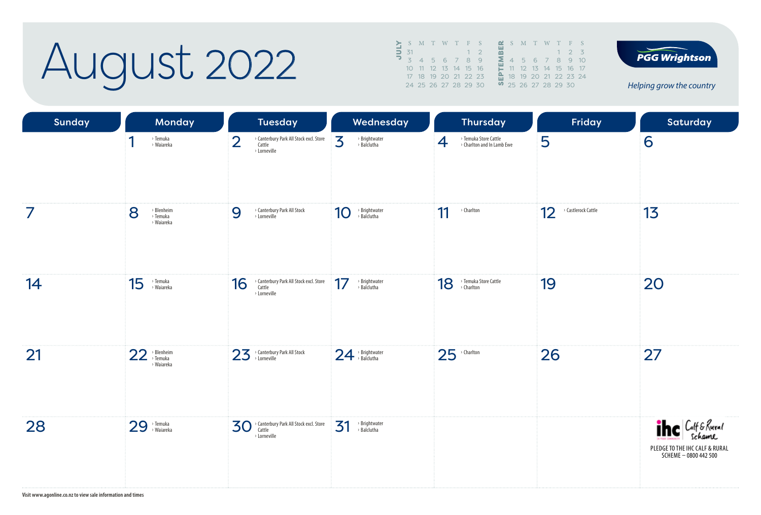# August 2022

**JULY**

| S | M | T | W | T | F | S |
|---|---|---|---|---|---|---|
| 31 | | | | | 1 | 2 |
| 3 | 4 | 5 | 6 | 7 | 8 | 9 |
| 10 | 11 | 12 | 13 | 14 | 15 | 16 |
| 17 | 18 | 19 | 20 | 21 | 22 | 23 |
| 24 | 25 | 26 | 27 | 28 | 29 | 30 |

**SEPTEMBER**

| S | M | T | W | T | F | S |
|---|---|---|---|---|---|---|
| | | | | 1 | 2 | 3 |
| 4 | 5 | 6 | 7 | 8 | 9 | 10 |
| 11 | 12 | 13 | 14 | 15 | 16 | 17 |
| 18 | 19 | 20 | 21 | 22 | 23 | 24 |
| 25 | 26 | 27 | 28 | 29 | 30 | |

**PGG Wrightson**

*Helping grow the country*

| Sunday | Monday | Tuesday | Wednesday | Thursday | Friday | Saturday |
|---|---|---|---|---|---|---|
| | 1 › Temuka › Waiareka | 2 › Canterbury Park All Stock excl. Store Cattle › Lorneville | 3 › Brightwater › Balclutha | 4 › Temuka Store Cattle › Charlton and In Lamb Ewe | 5 | 6 |
| 7 | 8 › Blenheim › Temuka › Waiareka | 9 › Canterbury Park All Stock › Lorneville | 10 › Brightwater › Balclutha | 11 › Charlton | 12 › Castlerock Cattle | 13 |
| 14 | 15 › Temuka › Waiareka | 16 › Canterbury Park All Stock excl. Store Cattle › Lorneville | 17 › Brightwater › Balclutha | 18 › Temuka Store Cattle › Charlton | 19 | 20 |
| 21 | 22 › Blenheim › Temuka › Waiareka | 23 › Canterbury Park All Stock › Lorneville | 24 › Brightwater › Balclutha | 25 › Charlton | 26 | 27 |
| 28 | 29 › Temuka › Waiareka | 30 › Canterbury Park All Stock excl. Store Cattle › Lorneville | 31 › Brightwater › Balclutha | | | ihc Calf & Rural Scheme — PLEDGE TO THE IHC CALF & RURAL SCHEME – 0800 442 500 |

Visit www.agonline.co.nz to view sale information and times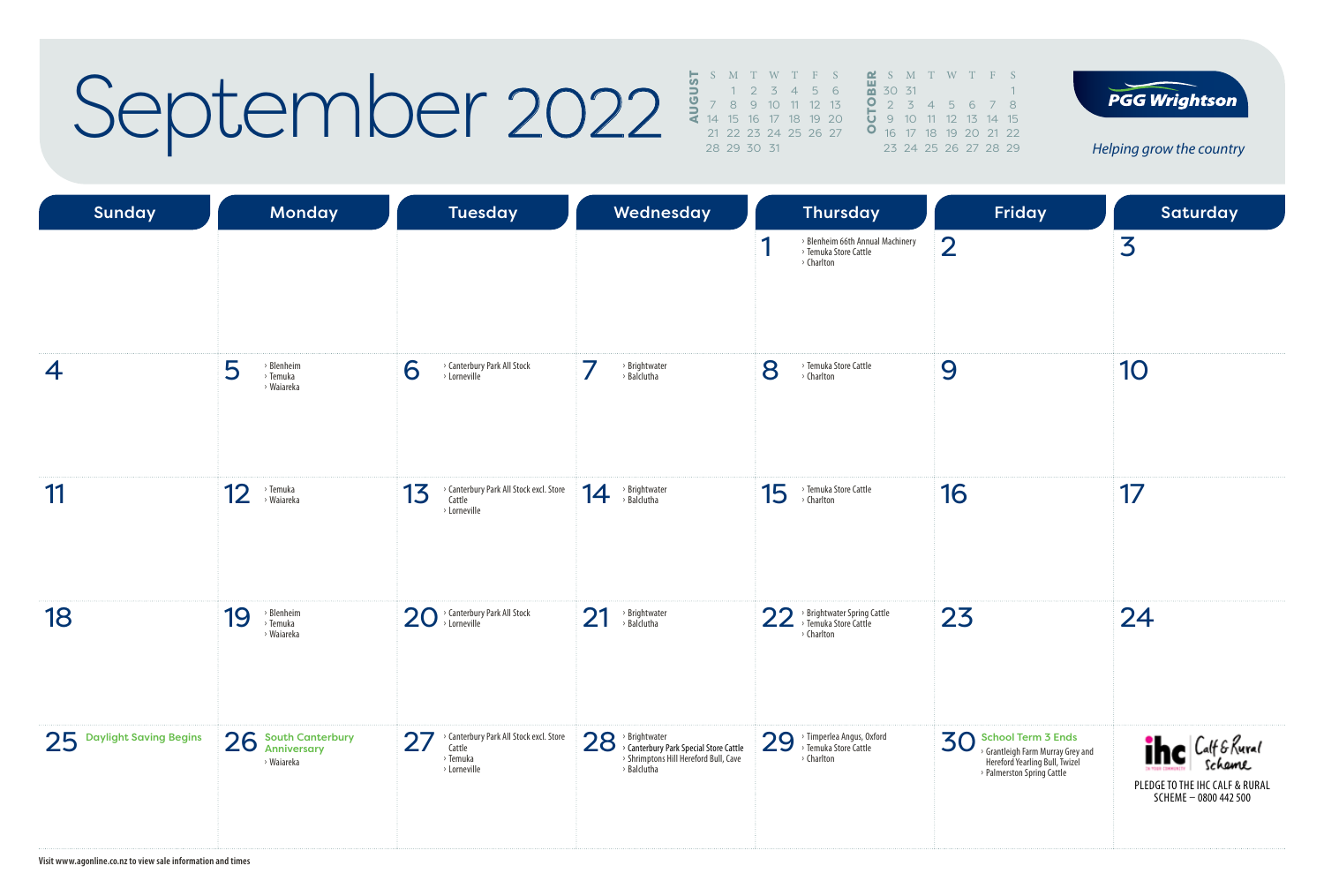# September 2022

**AUGUST**

| S | M | T | W | T | F | S |
|---|---|---|---|---|---|---|
| | 1 | 2 | 3 | 4 | 5 | 6 |
| 7 | 8 | 9 | 10 | 11 | 12 | 13 |
| 14 | 15 | 16 | 17 | 18 | 19 | 20 |
| 21 | 22 | 23 | 24 | 25 | 26 | 27 |
| 28 | 29 | 30 | 31 | | | |

**OCTOBER**

| S | M | T | W | T | F | S |
|---|---|---|---|---|---|---|
| 30 | 31 | | | | | 1 |
| 2 | 3 | 4 | 5 | 6 | 7 | 8 |
| 9 | 10 | 11 | 12 | 13 | 14 | 15 |
| 16 | 17 | 18 | 19 | 20 | 21 | 22 |
| 23 | 24 | 25 | 26 | 27 | 28 | 29 |

PGG Wrightson

*Helping grow the country*

| Sunday | Monday | Tuesday | Wednesday | Thursday | Friday | Saturday |
|---|---|---|---|---|---|---|
| | | | | 1 › Blenheim 66th Annual Machinery › Temuka Store Cattle › Charlton | 2 | 3 |
| 4 | 5 › Blenheim › Temuka › Waiareka | 6 › Canterbury Park All Stock › Lorneville | 7 › Brightwater › Balclutha | 8 › Temuka Store Cattle › Charlton | 9 | 10 |
| 11 | 12 › Temuka › Waiareka | 13 › Canterbury Park All Stock excl. Store Cattle › Lorneville | 14 › Brightwater › Balclutha | 15 › Temuka Store Cattle › Charlton | 16 | 17 |
| 18 | 19 › Blenheim › Temuka › Waiareka | 20 › Canterbury Park All Stock › Lorneville | 21 › Brightwater › Balclutha | 22 › Brightwater Spring Cattle › Temuka Store Cattle › Charlton | 23 | 24 |
| 25 **Daylight Saving Begins** | 26 **South Canterbury Anniversary** › Waiareka | 27 › Canterbury Park All Stock excl. Store Cattle › Temuka › Lorneville | 28 › Brightwater › **Canterbury Park Special Store Cattle** › Shrimptons Hill Hereford Bull, Cave › Balclutha | 29 › Timperlea Angus, Oxford › Temuka Store Cattle › Charlton | 30 **School Term 3 Ends** › Grantleigh Farm Murray Grey and Hereford Yearling Bull, Twizel › Palmerston Spring Cattle | ihc Calf & Rural Scheme PLEDGE TO THE IHC CALF & RURAL SCHEME – 0800 442 500 |

Visit www.agonline.co.nz to view sale information and times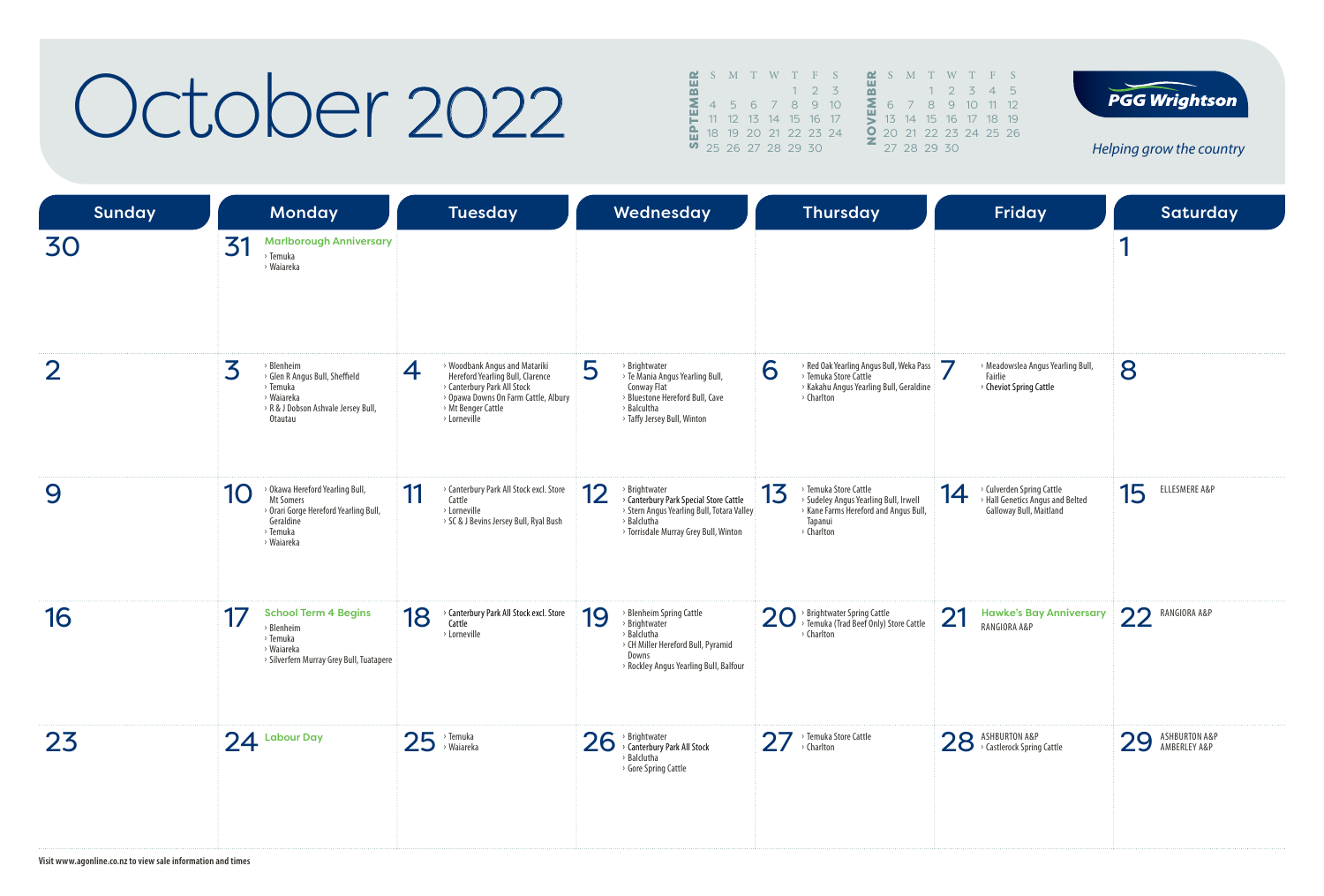# October 2022

**SEPTEMBER**

| S | M | T | W | T | F | S |
|---|---|---|---|---|---|---|
| | | | | 1 | 2 | 3 |
| 4 | 5 | 6 | 7 | 8 | 9 | 10 |
| 11 | 12 | 13 | 14 | 15 | 16 | 17 |
| 18 | 19 | 20 | 21 | 22 | 23 | 24 |
| 25 | 26 | 27 | 28 | 29 | 30 | |

**NOVEMBER**

| S | M | T | W | T | F | S |
|---|---|---|---|---|---|---|
| | | 1 | 2 | 3 | 4 | 5 |
| 6 | 7 | 8 | 9 | 10 | 11 | 12 |
| 13 | 14 | 15 | 16 | 17 | 18 | 19 |
| 20 | 21 | 22 | 23 | 24 | 25 | 26 |
| 27 | 28 | 29 | 30 | | | |

**PGG Wrightson**

*Helping grow the country*

| Sunday | Monday | Tuesday | Wednesday | Thursday | Friday | Saturday |
|---|---|---|---|---|---|---|
| 30 | 31 Marlborough Anniversary<br>› Temuka<br>› Waiareka | | | | | 1 |
| 2 | 3<br>› Blenheim<br>› Glen R Angus Bull, Sheffield<br>› Temuka<br>› Waiareka<br>› R & J Dobson Ashvale Jersey Bull, Otautau | 4<br>› Woodbank Angus and Matariki Hereford Yearling Bull, Clarence<br>› Canterbury Park All Stock<br>› Opawa Downs On Farm Cattle, Albury<br>› Mt Benger Cattle<br>› Lorneville | 5<br>› Brightwater<br>› Te Mania Angus Yearling Bull, Conway Flat<br>› Bluestone Hereford Bull, Cave<br>› Balclutha<br>› Taffy Jersey Bull, Winton | 6<br>› Red Oak Yearling Angus Bull, Weka Pass<br>› Temuka Store Cattle<br>› Kakahu Angus Yearling Bull, Geraldine<br>› Charlton | 7<br>› Meadowslea Angus Yearling Bull, Fairlie<br>› **Cheviot Spring Cattle** | 8 |
| 9 | 10<br>› Okawa Hereford Yearling Bull, Mt Somers<br>› Orari Gorge Hereford Yearling Bull, Geraldine<br>› Temuka<br>› Waiareka | 11<br>› Canterbury Park All Stock excl. Store Cattle<br>› Lorneville<br>› SC & J Bevins Jersey Bull, Ryal Bush | 12<br>› Brightwater<br>› **Canterbury Park Special Store Cattle**<br>› Stern Angus Yearling Bull, Totara Valley<br>› Balclutha<br>› Torrisdale Murray Grey Bull, Winton | 13<br>› Temuka Store Cattle<br>› Sudeley Angus Yearling Bull, Irwell<br>› Kane Farms Hereford and Angus Bull, Tapanui<br>› Charlton | 14<br>› Culverden Spring Cattle<br>› Hall Genetics Angus and Belted Galloway Bull, Maitland | 15<br>ELLESMERE A&P |
| 16 | 17 School Term 4 Begins<br>› Blenheim<br>› Temuka<br>› Waiareka<br>› Silverfern Murray Grey Bull, Tuatapere | 18<br>› **Canterbury Park All Stock excl. Store Cattle**<br>› Lorneville | 19<br>› Blenheim Spring Cattle<br>› Brightwater<br>› Balclutha<br>› CH Miller Hereford Bull, Pyramid Downs<br>› Rockley Angus Yearling Bull, Balfour | 20<br>› Brightwater Spring Cattle<br>› Temuka (Trad Beef Only) Store Cattle<br>› Charlton | 21 Hawke's Bay Anniversary<br>RANGIORA A&P | 22<br>RANGIORA A&P |
| 23 | 24 Labour Day | 25<br>› Temuka<br>› Waiareka | 26<br>› Brightwater<br>› **Canterbury Park All Stock**<br>› Balclutha<br>› Gore Spring Cattle | 27<br>› Temuka Store Cattle<br>› Charlton | 28<br>ASHBURTON A&P<br>› Castlerock Spring Cattle | 29<br>ASHBURTON A&P<br>AMBERLEY A&P |

Visit www.agonline.co.nz to view sale information and times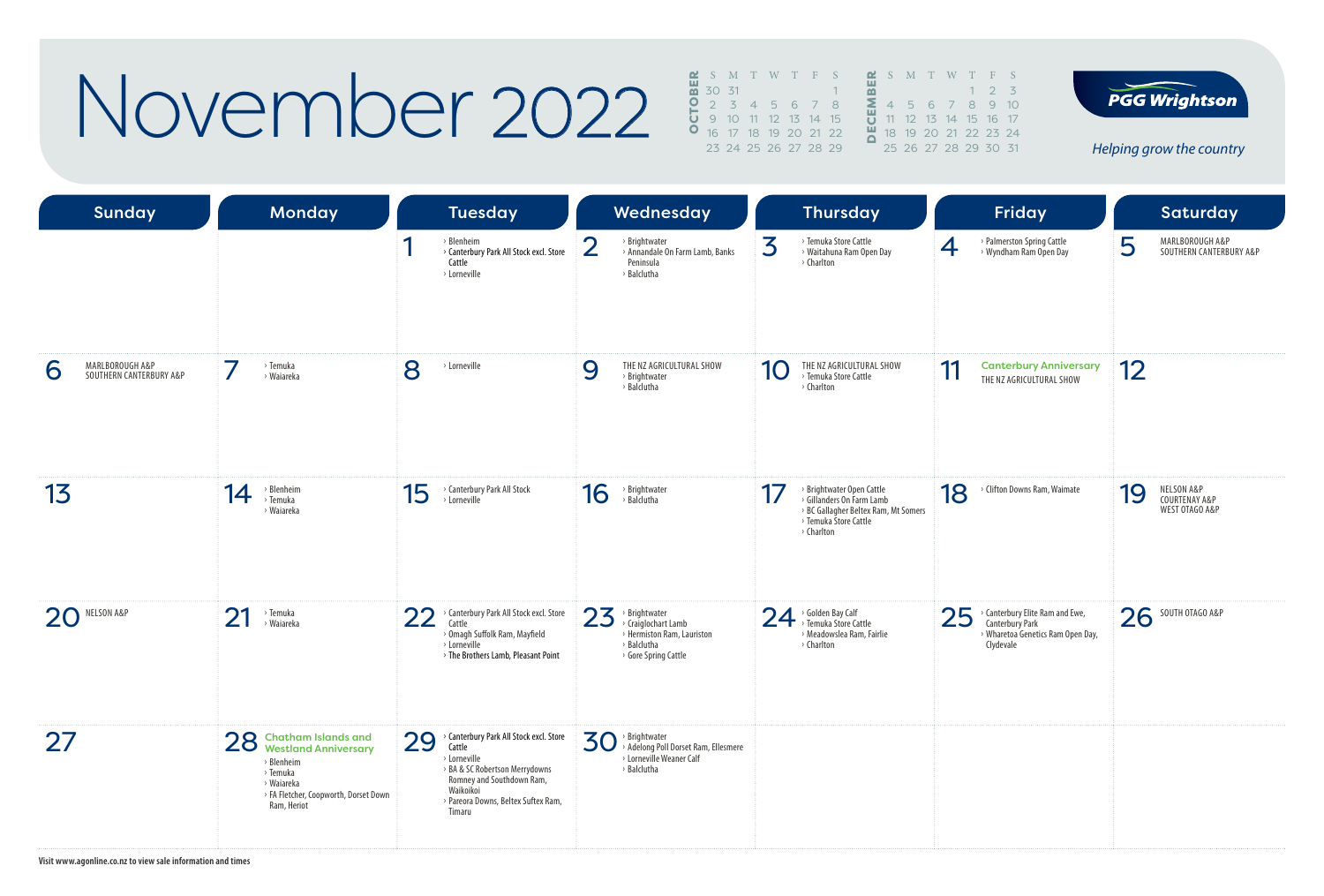# November 2022

| OCTOBER | S | M | T | W | T | F | S |
|---|---|---|---|---|---|---|---|
| | 30 | 31 | | | | | 1 |
| | 2 | 3 | 4 | 5 | 6 | 7 | 8 |
| | 9 | 10 | 11 | 12 | 13 | 14 | 15 |
| | 16 | 17 | 18 | 19 | 20 | 21 | 22 |
| | 23 | 24 | 25 | 26 | 27 | 28 | 29 |

| DECEMBER | S | M | T | W | T | F | S |
|---|---|---|---|---|---|---|---|
| | | | | | 1 | 2 | 3 |
| | 4 | 5 | 6 | 7 | 8 | 9 | 10 |
| | 11 | 12 | 13 | 14 | 15 | 16 | 17 |
| | 18 | 19 | 20 | 21 | 22 | 23 | 24 |
| | 25 | 26 | 27 | 28 | 29 | 30 | 31 |

**PGG Wrightson**

*Helping grow the country*

| Sunday | Monday | Tuesday | Wednesday | Thursday | Friday | Saturday |
|---|---|---|---|---|---|---|
| | | **1** › Blenheim › Canterbury Park All Stock excl. Store Cattle › Lorneville | **2** › Brightwater › Annandale On Farm Lamb, Banks Peninsula › Balclutha | **3** › Temuka Store Cattle › Waitahuna Ram Open Day › Charlton | **4** › Palmerston Spring Cattle › Wyndham Ram Open Day | **5** MARLBOROUGH A&P SOUTHERN CANTERBURY A&P |
| **6** MARLBOROUGH A&P SOUTHERN CANTERBURY A&P | **7** › Temuka › Waiareka | **8** › Lorneville | **9** THE NZ AGRICULTURAL SHOW › Brightwater › Balclutha | **10** THE NZ AGRICULTURAL SHOW › Temuka Store Cattle › Charlton | **11** Canterbury Anniversary THE NZ AGRICULTURAL SHOW | **12** |
| **13** | **14** › Blenheim › Temuka › Waiareka | **15** › Canterbury Park All Stock › Lorneville | **16** › Brightwater › Balclutha | **17** › Brightwater Open Cattle › Gillanders On Farm Lamb › BC Gallagher Beltex Ram, Mt Somers › Temuka Store Cattle › Charlton | **18** › Clifton Downs Ram, Waimate | **19** NELSON A&P COURTENAY A&P WEST OTAGO A&P |
| **20** NELSON A&P | **21** › Temuka › Waiareka | **22** › Canterbury Park All Stock excl. Store Cattle › Omagh Suffolk Ram, Mayfield › Lorneville › The Brothers Lamb, Pleasant Point | **23** › Brightwater › Craiglochart Lamb › Hermiston Ram, Lauriston › Balclutha › Gore Spring Cattle | **24** › Golden Bay Calf › Temuka Store Cattle › Meadowslea Ram, Fairlie › Charlton | **25** › Canterbury Elite Ram and Ewe, Canterbury Park › Wharetoa Genetics Ram Open Day, Clydevale | **26** SOUTH OTAGO A&P |
| **27** | **28** Chatham Islands and Westland Anniversary › Blenheim › Temuka › Waiareka › FA Fletcher, Coopworth, Dorset Down Ram, Heriot | **29** › Canterbury Park All Stock excl. Store Cattle › Lorneville › BA & SC Robertson Merrydowns Romney and Southdown Ram, Waikoikoi › Pareora Downs, Beltex Suftex Ram, Timaru | **30** › Brightwater › Adelong Poll Dorset Ram, Ellesmere › Lorneville Weaner Calf › Balclutha | | | |

Visit www.agonline.co.nz to view sale information and times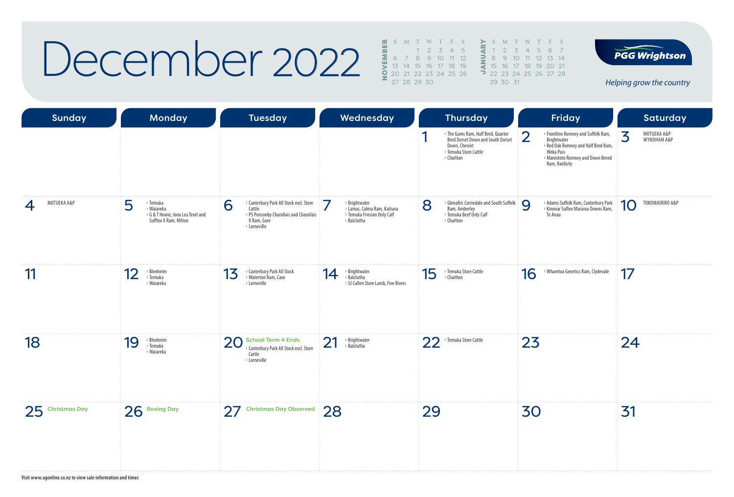# December 2022

**NOVEMBER**

| S | M | T | W | T | F | S |
|---|---|---|---|---|---|---|
| | | 1 | 2 | 3 | 4 | 5 |
| 6 | 7 | 8 | 9 | 10 | 11 | 12 |
| 13 | 14 | 15 | 16 | 17 | 18 | 19 |
| 20 | 21 | 22 | 23 | 24 | 25 | 26 |
| 27 | 28 | 29 | 30 | | | |

**JANUARY**

| S | M | T | W | T | F | S |
|---|---|---|---|---|---|---|
| 1 | 2 | 3 | 4 | 5 | 6 | 7 |
| 8 | 9 | 10 | 11 | 12 | 13 | 14 |
| 15 | 16 | 17 | 18 | 19 | 20 | 21 |
| 22 | 23 | 24 | 25 | 26 | 27 | 28 |
| 29 | 30 | 31 | | | | |

**PGG Wrightson**

*Helping grow the country*

| Sunday | Monday | Tuesday | Wednesday | Thursday | Friday | Saturday |
|---|---|---|---|---|---|---|
| | | | | 1 › The Gums Ram, Half Bred, Quarter Bred Dorset Down and South Dorset Down, Cheviot › Temuka Store Cattle › Charlton | 2 › Frontline Romney and Suffolk Ram, Brightwater › Red Oak Romney and Half Bred Ram, Weka Pass › Maniototo Romney and Down Breed Ram, Ranfurly | 3 MOTUEKA A&P WYNDHAM A&P |
| 4 MOTUEKA A&P | 5 › Temuka › Waiareka › G & T Howie, Iona Lea Texel and Sufftex X Ram, Milton | 6 › Canterbury Park All Stock excl. Store Cattle › PS Ponsonby Charollais and Charollais X Ram, Gore › Lorneville | 7 › Brightwater › Lamac, Calma Ram, Kaituna › Temuka Friesian Only Calf › Balclutha | 8 › Glenafric Corriedale and South Suffolk Ram, Amberley › Temuka Beef Only Calf › Charlton | 9 › Adams Suffolk Ram, Canterbury Park › Kinnear Suftex Mararoa Downs Ram, Te Anau | 10 TOKOMAIRIRO A&P |
| 11 | 12 › Blenheim › Temuka › Waiareka | 13 › Canterbury Park All Stock › Waterton Ram, Cave › Lorneville | 14 › Brightwater › Balclutha › SJ Cullen Store Lamb, Five Rivers | 15 › Temuka Store Cattle › Charlton | 16 › Wharetoa Genetics Ram, Clydevale | 17 |
| 18 | 19 › Blenheim › Temuka › Waiareka | 20 School Term 4 Ends › Canterbury Park All Stock excl. Store Cattle › Lorneville | 21 › Brightwater › Balclutha | 22 › Temuka Store Cattle | 23 | 24 |
| 25 Christmas Day | 26 Boxing Day | 27 Christmas Day Observed | 28 | 29 | 30 | 31 |

Visit www.agonline.co.nz to view sale information and times